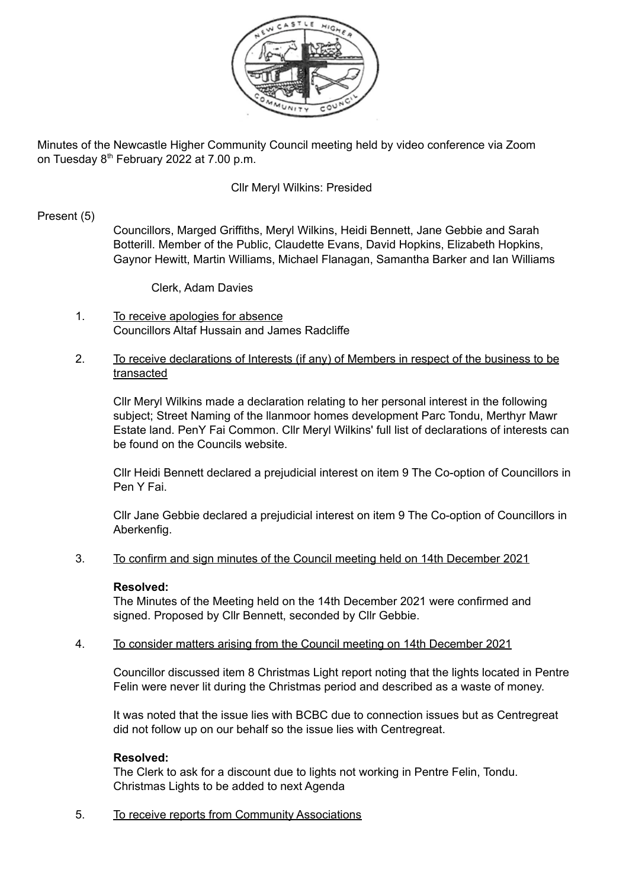Minutes of the Newcastle Higher Community Council meeting held by video conference via Zoom on Tuesday 8th February 2022 at 7.00 p.m.

Cllr Meryl Wilkins: Presided

Present (5)

Councillors, Marged Griffiths, Meryl Wilkins, Heidi Bennett, Jane Gebbie and Sarah Botterill. Member of the Public, Claudette Evans, David Hopkins, Elizabeth Hopkins, Gaynor Hewitt, Martin Williams, Michael Flanagan, Samantha Barker and Ian Williams

Clerk, Adam Davies

1. To receive apologies for absence
   Councillors Altaf Hussain and James Radcliffe

2. To receive declarations of Interests (if any) of Members in respect of the business to be transacted

   Cllr Meryl Wilkins made a declaration relating to her personal interest in the following subject; Street Naming of the llanmoor homes development Parc Tondu, Merthyr Mawr Estate land. PenY Fai Common. Cllr Meryl Wilkins' full list of declarations of interests can be found on the Councils website.

   Cllr Heidi Bennett declared a prejudicial interest on item 9 The Co-option of Councillors in Pen Y Fai.

   Cllr Jane Gebbie declared a prejudicial interest on item 9 The Co-option of Councillors in Aberkenfig.

3. To confirm and sign minutes of the Council meeting held on 14th December 2021

   **Resolved:**
   The Minutes of the Meeting held on the 14th December 2021 were confirmed and signed. Proposed by Cllr Bennett, seconded by Cllr Gebbie.

4. To consider matters arising from the Council meeting on 14th December 2021

   Councillor discussed item 8 Christmas Light report noting that the lights located in Pentre Felin were never lit during the Christmas period and described as a waste of money.

   It was noted that the issue lies with BCBC due to connection issues but as Centregreat did not follow up on our behalf so the issue lies with Centregreat.

   **Resolved:**
   The Clerk to ask for a discount due to lights not working in Pentre Felin, Tondu. Christmas Lights to be added to next Agenda

5. To receive reports from Community Associations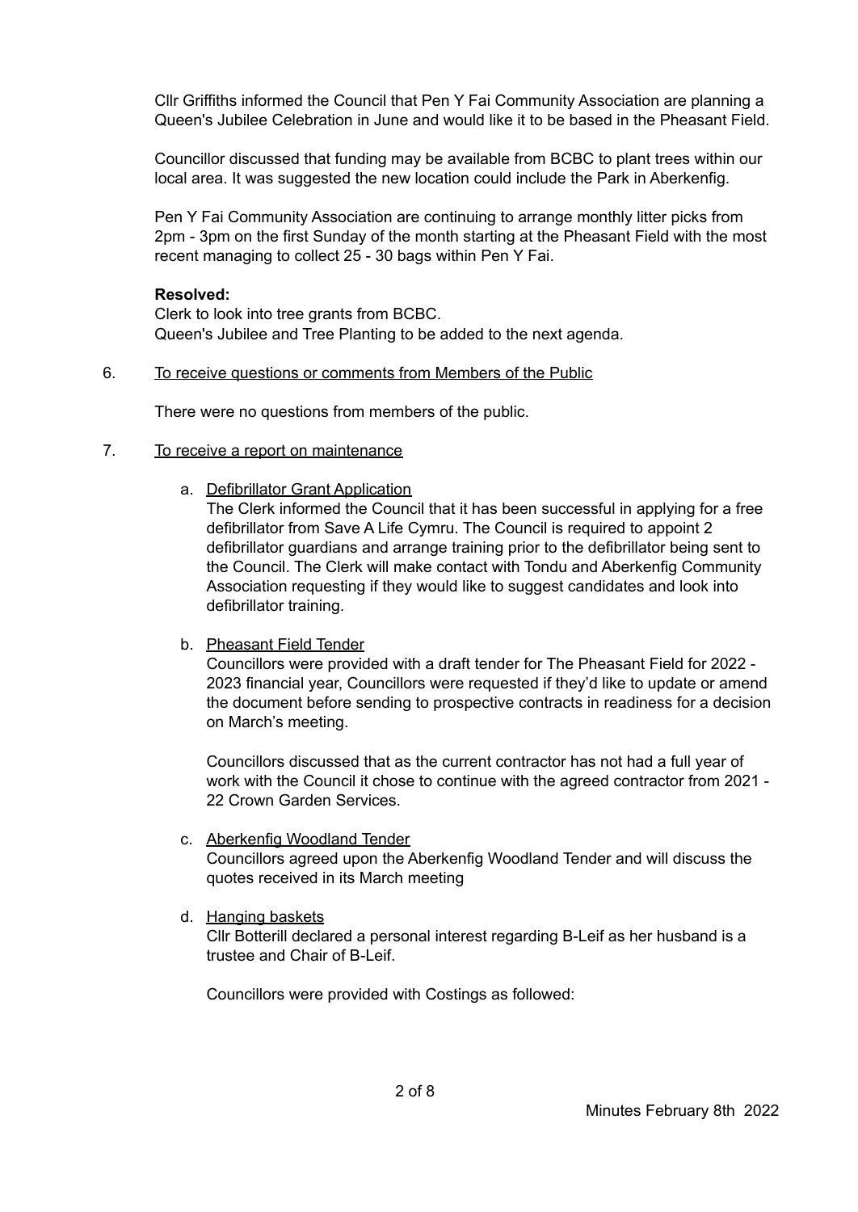Cllr Griffiths informed the Council that Pen Y Fai Community Association are planning a Queen's Jubilee Celebration in June and would like it to be based in the Pheasant Field.

Councillor discussed that funding may be available from BCBC to plant trees within our local area. It was suggested the new location could include the Park in Aberkenfig.

Pen Y Fai Community Association are continuing to arrange monthly litter picks from 2pm - 3pm on the first Sunday of the month starting at the Pheasant Field with the most recent managing to collect 25 - 30 bags within Pen Y Fai.

**Resolved:**
Clerk to look into tree grants from BCBC.
Queen's Jubilee and Tree Planting to be added to the next agenda.

6. <u>To receive questions or comments from Members of the Public</u>

   There were no questions from members of the public.

7. <u>To receive a report on maintenance</u>

   a. <u>Defibrillator Grant Application</u>
      The Clerk informed the Council that it has been successful in applying for a free defibrillator from Save A Life Cymru. The Council is required to appoint 2 defibrillator guardians and arrange training prior to the defibrillator being sent to the Council. The Clerk will make contact with Tondu and Aberkenfig Community Association requesting if they would like to suggest candidates and look into defibrillator training.

   b. <u>Pheasant Field Tender</u>
      Councillors were provided with a draft tender for The Pheasant Field for 2022 - 2023 financial year, Councillors were requested if they'd like to update or amend the document before sending to prospective contracts in readiness for a decision on March's meeting.

      Councillors discussed that as the current contractor has not had a full year of work with the Council it chose to continue with the agreed contractor from 2021 - 22 Crown Garden Services.

   c. <u>Aberkenfig Woodland Tender</u>
      Councillors agreed upon the Aberkenfig Woodland Tender and will discuss the quotes received in its March meeting

   d. <u>Hanging baskets</u>
      Cllr Botterill declared a personal interest regarding B-Leif as her husband is a trustee and Chair of B-Leif.

      Councillors were provided with Costings as followed: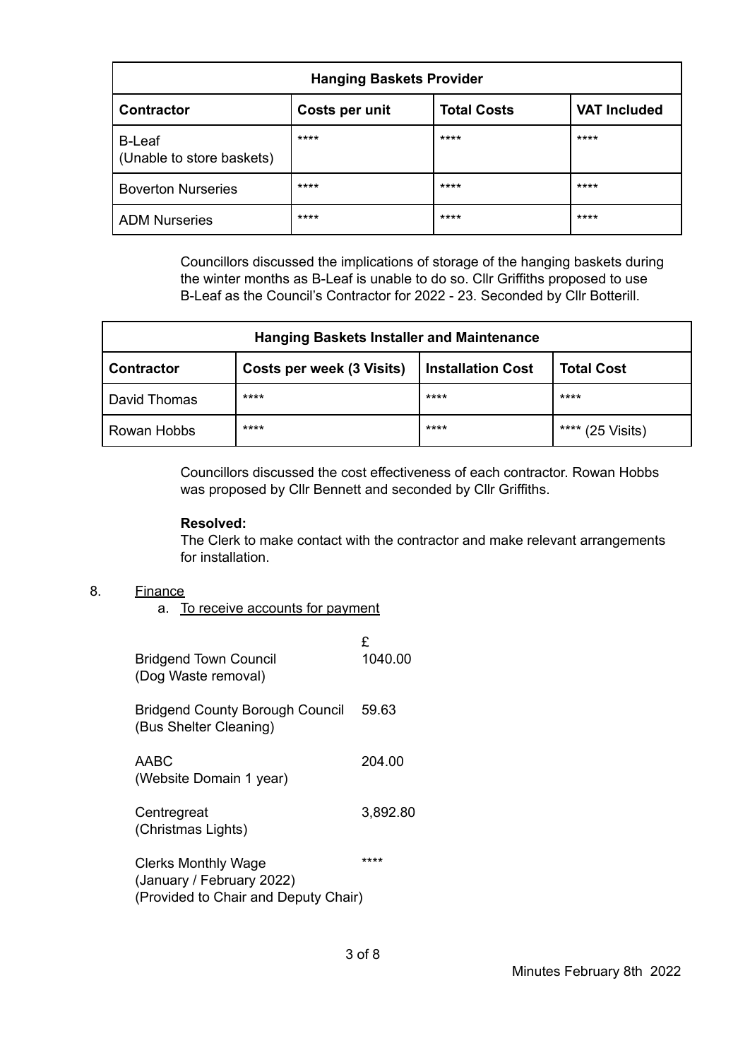| Hanging Baskets Provider | | | |
|---|---|---|---|
| **Contractor** | **Costs per unit** | **Total Costs** | **VAT Included** |
| B-Leaf (Unable to store baskets) | **** | **** | **** |
| Boverton Nurseries | **** | **** | **** |
| ADM Nurseries | **** | **** | **** |

Councillors discussed the implications of storage of the hanging baskets during the winter months as B-Leaf is unable to do so. Cllr Griffiths proposed to use B-Leaf as the Council's Contractor for 2022 - 23. Seconded by Cllr Botterill.

| Hanging Baskets Installer and Maintenance | | | |
|---|---|---|---|
| **Contractor** | **Costs per week (3 Visits)** | **Installation Cost** | **Total Cost** |
| David Thomas | **** | **** | **** |
| Rowan Hobbs | **** | **** | **** (25 Visits) |

Councillors discussed the cost effectiveness of each contractor. Rowan Hobbs was proposed by Cllr Bennett and seconded by Cllr Griffiths.

**Resolved:**
The Clerk to make contact with the contractor and make relevant arrangements for installation.

8. Finance
   a. To receive accounts for payment

| | £ |
|---|---|
| Bridgend Town Council (Dog Waste removal) | 1040.00 |
| Bridgend County Borough Council (Bus Shelter Cleaning) | 59.63 |
| AABC (Website Domain 1 year) | 204.00 |
| Centregreat (Christmas Lights) | 3,892.80 |
| Clerks Monthly Wage (January / February 2022) (Provided to Chair and Deputy Chair) | **** |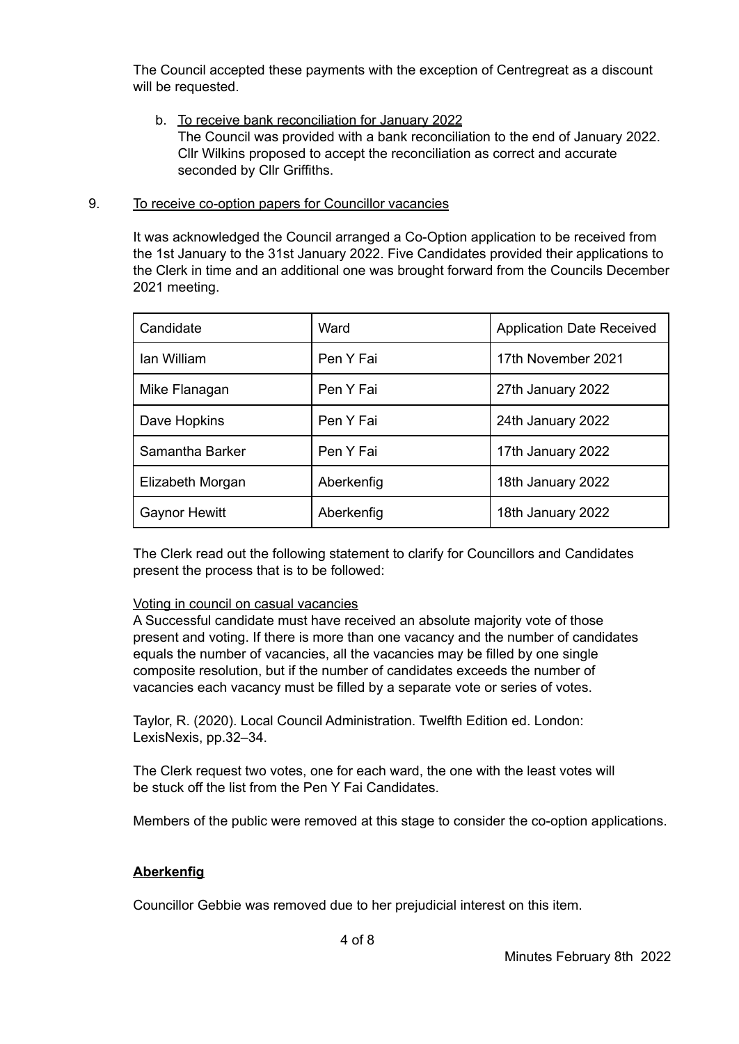The Council accepted these payments with the exception of Centregreat as a discount will be requested.

b. To receive bank reconciliation for January 2022
   The Council was provided with a bank reconciliation to the end of January 2022. Cllr Wilkins proposed to accept the reconciliation as correct and accurate seconded by Cllr Griffiths.

9. To receive co-option papers for Councillor vacancies

It was acknowledged the Council arranged a Co-Option application to be received from the 1st January to the 31st January 2022. Five Candidates provided their applications to the Clerk in time and an additional one was brought forward from the Councils December 2021 meeting.

| Candidate | Ward | Application Date Received |
|---|---|---|
| Ian William | Pen Y Fai | 17th November 2021 |
| Mike Flanagan | Pen Y Fai | 27th January 2022 |
| Dave Hopkins | Pen Y Fai | 24th January 2022 |
| Samantha Barker | Pen Y Fai | 17th January 2022 |
| Elizabeth Morgan | Aberkenfig | 18th January 2022 |
| Gaynor Hewitt | Aberkenfig | 18th January 2022 |

The Clerk read out the following statement to clarify for Councillors and Candidates present the process that is to be followed:

Voting in council on casual vacancies
A Successful candidate must have received an absolute majority vote of those present and voting. If there is more than one vacancy and the number of candidates equals the number of vacancies, all the vacancies may be filled by one single composite resolution, but if the number of candidates exceeds the number of vacancies each vacancy must be filled by a separate vote or series of votes.

Taylor, R. (2020). Local Council Administration. Twelfth Edition ed. London: LexisNexis, pp.32–34.

The Clerk request two votes, one for each ward, the one with the least votes will be stuck off the list from the Pen Y Fai Candidates.

Members of the public were removed at this stage to consider the co-option applications.

**Aberkenfig**

Councillor Gebbie was removed due to her prejudicial interest on this item.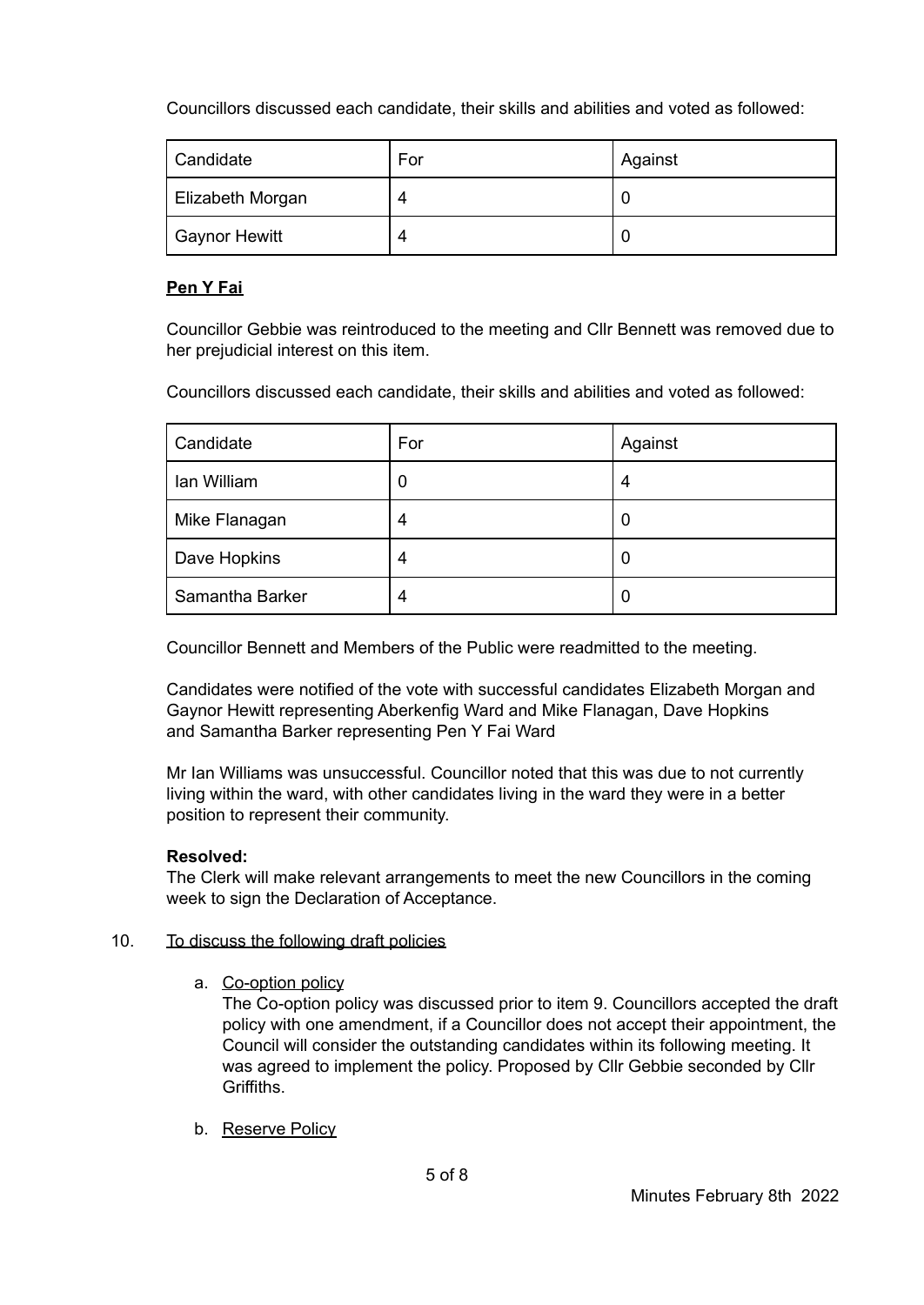Councillors discussed each candidate, their skills and abilities and voted as followed:

| Candidate | For | Against |
|---|---|---|
| Elizabeth Morgan | 4 | 0 |
| Gaynor Hewitt | 4 | 0 |

**Pen Y Fai**

Councillor Gebbie was reintroduced to the meeting and Cllr Bennett was removed due to her prejudicial interest on this item.

Councillors discussed each candidate, their skills and abilities and voted as followed:

| Candidate | For | Against |
|---|---|---|
| Ian William | 0 | 4 |
| Mike Flanagan | 4 | 0 |
| Dave Hopkins | 4 | 0 |
| Samantha Barker | 4 | 0 |

Councillor Bennett and Members of the Public were readmitted to the meeting.

Candidates were notified of the vote with successful candidates Elizabeth Morgan and Gaynor Hewitt representing Aberkenfig Ward and Mike Flanagan, Dave Hopkins and Samantha Barker representing Pen Y Fai Ward

Mr Ian Williams was unsuccessful. Councillor noted that this was due to not currently living within the ward, with other candidates living in the ward they were in a better position to represent their community.

**Resolved:**
The Clerk will make relevant arrangements to meet the new Councillors in the coming week to sign the Declaration of Acceptance.

10. To discuss the following draft policies

    a. Co-option policy
    The Co-option policy was discussed prior to item 9. Councillors accepted the draft policy with one amendment, if a Councillor does not accept their appointment, the Council will consider the outstanding candidates within its following meeting. It was agreed to implement the policy. Proposed by Cllr Gebbie seconded by Cllr Griffiths.

    b. Reserve Policy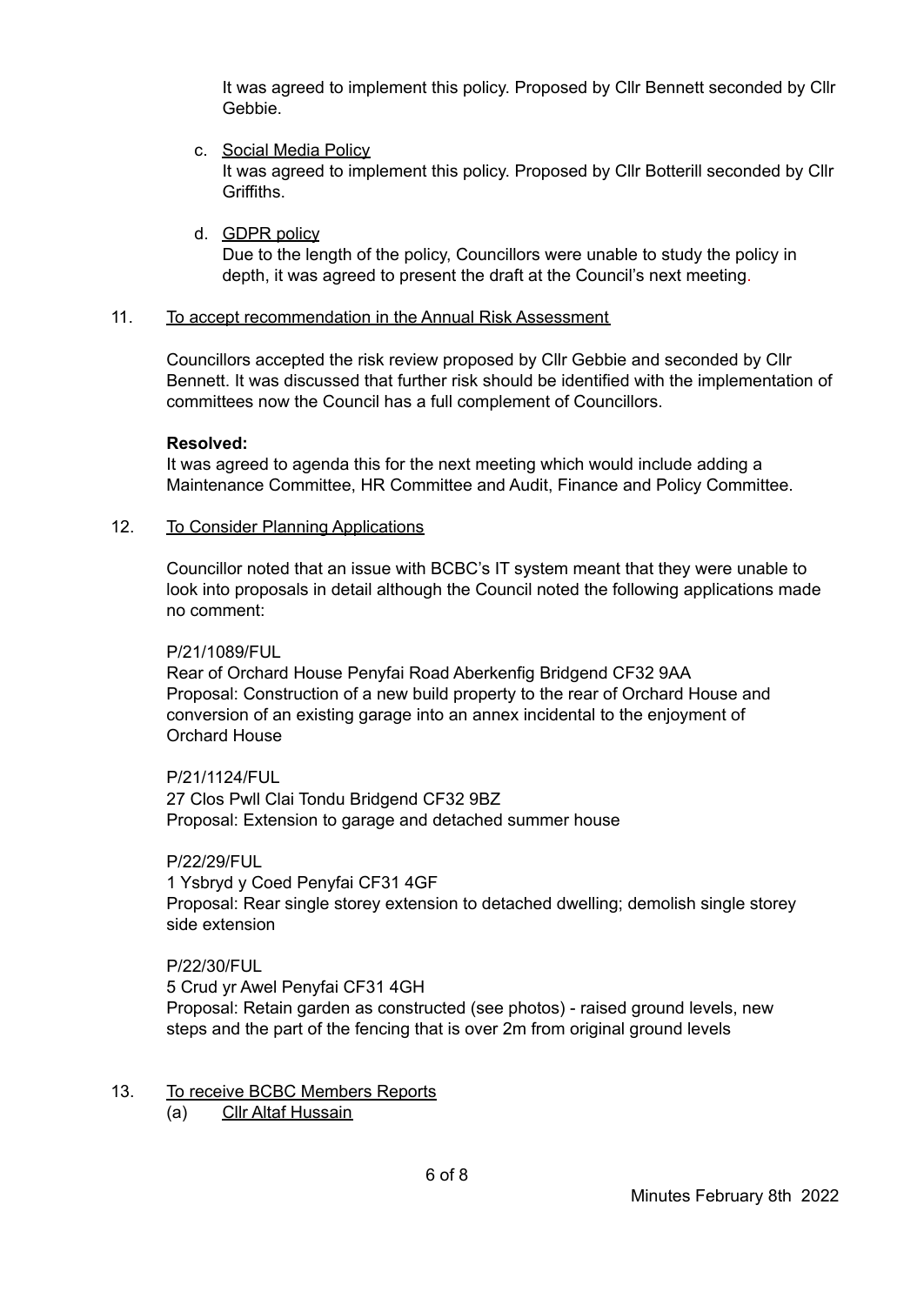It was agreed to implement this policy. Proposed by Cllr Bennett seconded by Cllr Gebbie.

c. <u>Social Media Policy</u>
   It was agreed to implement this policy. Proposed by Cllr Botterill seconded by Cllr Griffiths.

d. <u>GDPR policy</u>
   Due to the length of the policy, Councillors were unable to study the policy in depth, it was agreed to present the draft at the Council's next meeting.

11. <u>To accept recommendation in the Annual Risk Assessment</u>

Councillors accepted the risk review proposed by Cllr Gebbie and seconded by Cllr Bennett. It was discussed that further risk should be identified with the implementation of committees now the Council has a full complement of Councillors.

**Resolved:**
It was agreed to agenda this for the next meeting which would include adding a Maintenance Committee, HR Committee and Audit, Finance and Policy Committee.

12. <u>To Consider Planning Applications</u>

Councillor noted that an issue with BCBC's IT system meant that they were unable to look into proposals in detail although the Council noted the following applications made no comment:

P/21/1089/FUL
Rear of Orchard House Penyfai Road Aberkenfig Bridgend CF32 9AA
Proposal: Construction of a new build property to the rear of Orchard House and conversion of an existing garage into an annex incidental to the enjoyment of Orchard House

P/21/1124/FUL
27 Clos Pwll Clai Tondu Bridgend CF32 9BZ
Proposal: Extension to garage and detached summer house

P/22/29/FUL
1 Ysbryd y Coed Penyfai CF31 4GF
Proposal: Rear single storey extension to detached dwelling; demolish single storey side extension

P/22/30/FUL
5 Crud yr Awel Penyfai CF31 4GH
Proposal: Retain garden as constructed (see photos) - raised ground levels, new steps and the part of the fencing that is over 2m from original ground levels

13. <u>To receive BCBC Members Reports</u>
   (a) <u>Cllr Altaf Hussain</u>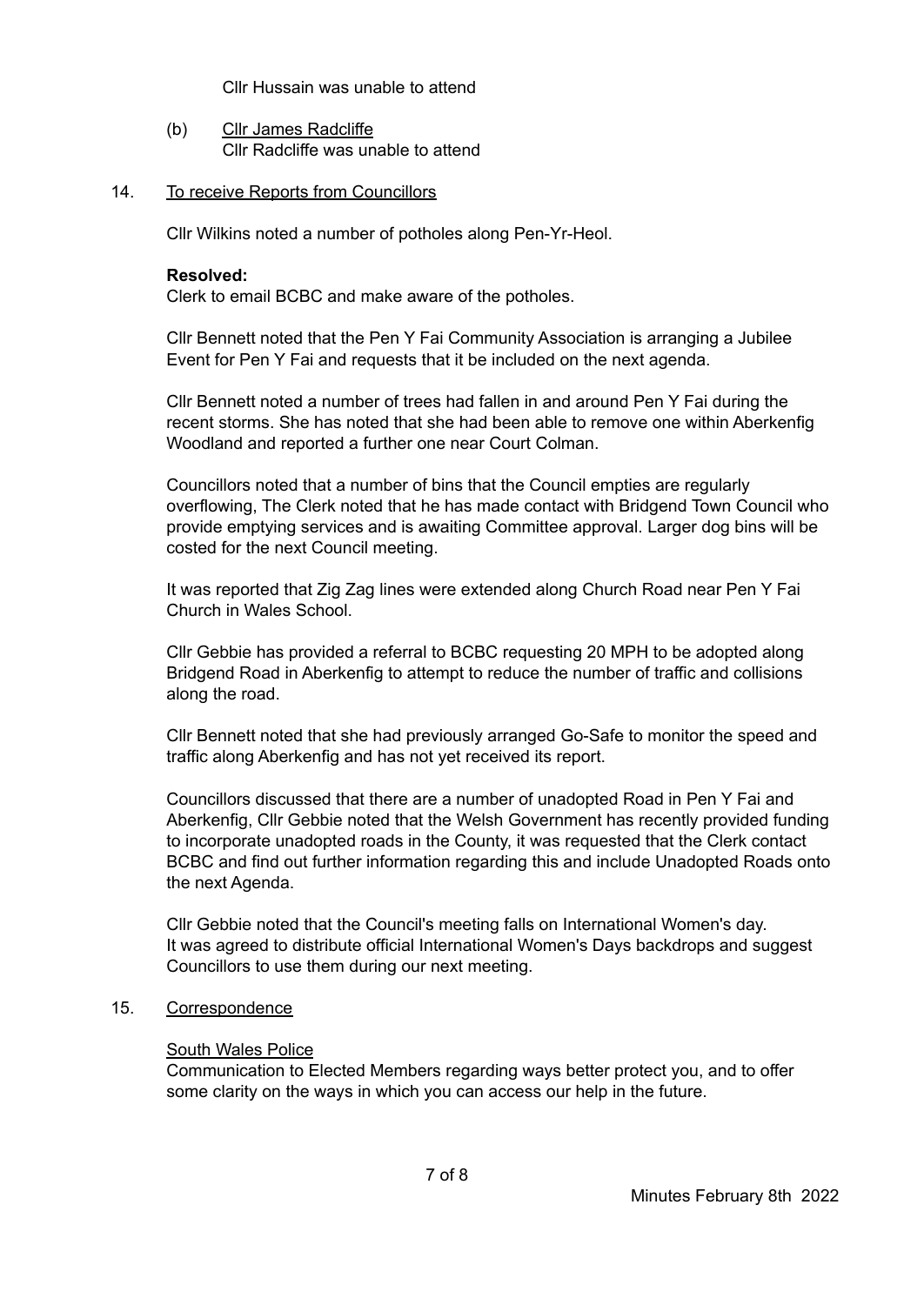Cllr Hussain was unable to attend

(b) Cllr James Radcliffe
Cllr Radcliffe was unable to attend

14. To receive Reports from Councillors

Cllr Wilkins noted a number of potholes along Pen-Yr-Heol.

**Resolved:**
Clerk to email BCBC and make aware of the potholes.

Cllr Bennett noted that the Pen Y Fai Community Association is arranging a Jubilee Event for Pen Y Fai and requests that it be included on the next agenda.

Cllr Bennett noted a number of trees had fallen in and around Pen Y Fai during the recent storms. She has noted that she had been able to remove one within Aberkenfig Woodland and reported a further one near Court Colman.

Councillors noted that a number of bins that the Council empties are regularly overflowing, The Clerk noted that he has made contact with Bridgend Town Council who provide emptying services and is awaiting Committee approval. Larger dog bins will be costed for the next Council meeting.

It was reported that Zig Zag lines were extended along Church Road near Pen Y Fai Church in Wales School.

Cllr Gebbie has provided a referral to BCBC requesting 20 MPH to be adopted along Bridgend Road in Aberkenfig to attempt to reduce the number of traffic and collisions along the road.

Cllr Bennett noted that she had previously arranged Go-Safe to monitor the speed and traffic along Aberkenfig and has not yet received its report.

Councillors discussed that there are a number of unadopted Road in Pen Y Fai and Aberkenfig, Cllr Gebbie noted that the Welsh Government has recently provided funding to incorporate unadopted roads in the County, it was requested that the Clerk contact BCBC and find out further information regarding this and include Unadopted Roads onto the next Agenda.

Cllr Gebbie noted that the Council's meeting falls on International Women's day. It was agreed to distribute official International Women's Days backdrops and suggest Councillors to use them during our next meeting.

15. Correspondence

South Wales Police
Communication to Elected Members regarding ways better protect you, and to offer some clarity on the ways in which you can access our help in the future.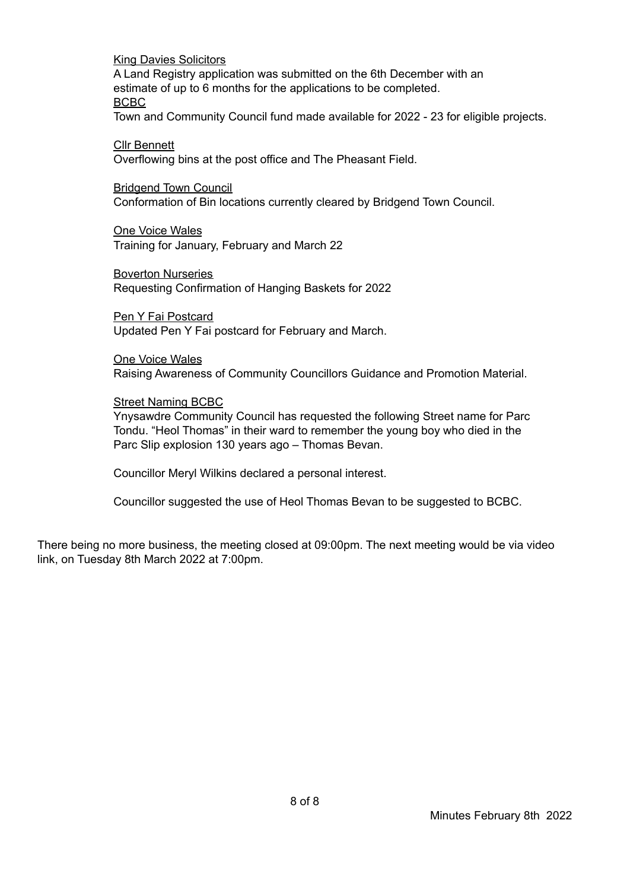<u>King Davies Solicitors</u>
A Land Registry application was submitted on the 6th December with an estimate of up to 6 months for the applications to be completed.
<u>BCBC</u>
Town and Community Council fund made available for 2022 - 23 for eligible projects.

<u>Cllr Bennett</u>
Overflowing bins at the post office and The Pheasant Field.

<u>Bridgend Town Council</u>
Conformation of Bin locations currently cleared by Bridgend Town Council.

<u>One Voice Wales</u>
Training for January, February and March 22

<u>Boverton Nurseries</u>
Requesting Confirmation of Hanging Baskets for 2022

<u>Pen Y Fai Postcard</u>
Updated Pen Y Fai postcard for February and March.

<u>One Voice Wales</u>
Raising Awareness of Community Councillors Guidance and Promotion Material.

<u>Street Naming BCBC</u>
Ynysawdre Community Council has requested the following Street name for Parc Tondu. "Heol Thomas" in their ward to remember the young boy who died in the Parc Slip explosion 130 years ago – Thomas Bevan.

Councillor Meryl Wilkins declared a personal interest.

Councillor suggested the use of Heol Thomas Bevan to be suggested to BCBC.

There being no more business, the meeting closed at 09:00pm. The next meeting would be via video link, on Tuesday 8th March 2022 at 7:00pm.